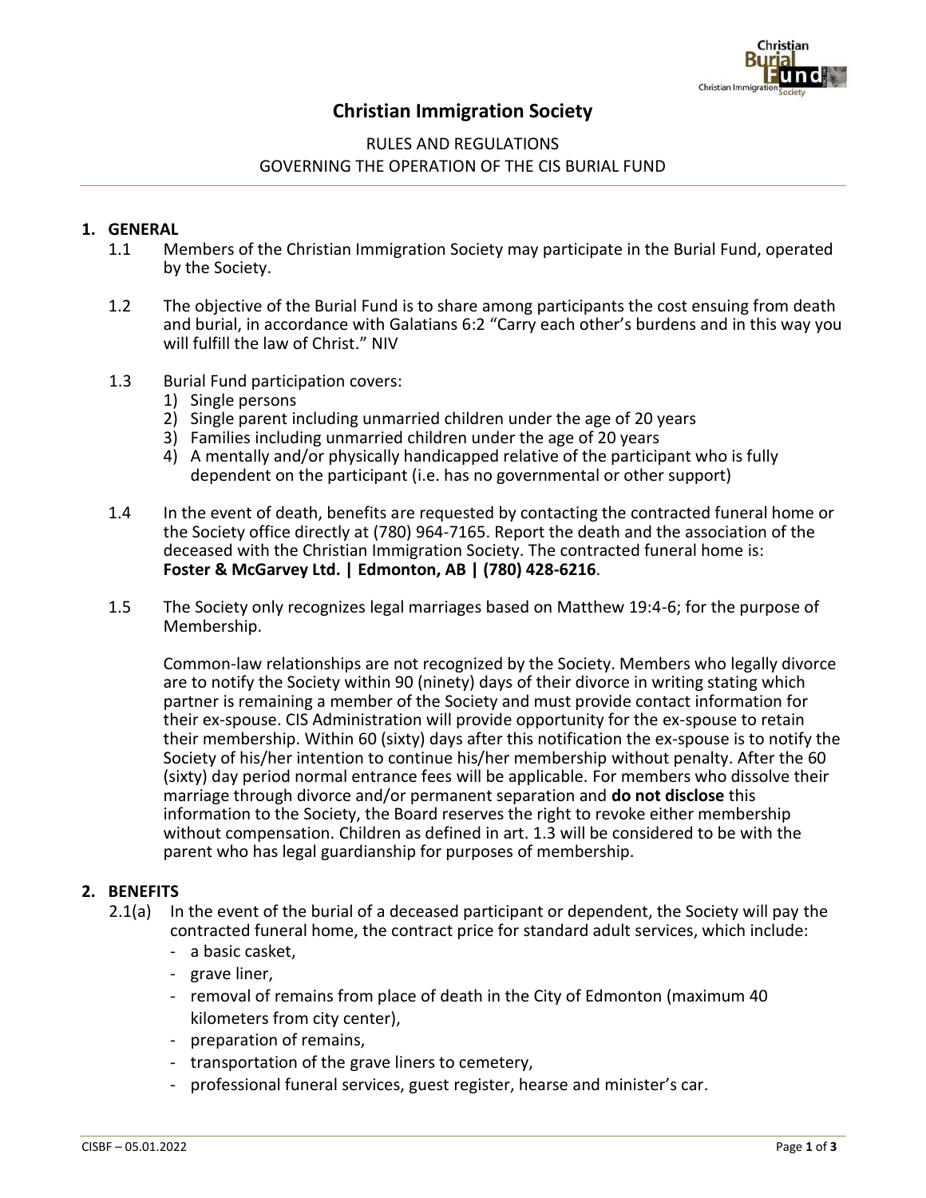# Christian Immigration Society

RULES AND REGULATIONS
GOVERNING THE OPERATION OF THE CIS BURIAL FUND

## 1. GENERAL

1.1 Members of the Christian Immigration Society may participate in the Burial Fund, operated by the Society.

1.2 The objective of the Burial Fund is to share among participants the cost ensuing from death and burial, in accordance with Galatians 6:2 "Carry each other's burdens and in this way you will fulfill the law of Christ." NIV

1.3 Burial Fund participation covers:
1) Single persons
2) Single parent including unmarried children under the age of 20 years
3) Families including unmarried children under the age of 20 years
4) A mentally and/or physically handicapped relative of the participant who is fully dependent on the participant (i.e. has no governmental or other support)

1.4 In the event of death, benefits are requested by contacting the contracted funeral home or the Society office directly at (780) 964-7165. Report the death and the association of the deceased with the Christian Immigration Society. The contracted funeral home is: **Foster & McGarvey Ltd. | Edmonton, AB | (780) 428-6216**.

1.5 The Society only recognizes legal marriages based on Matthew 19:4-6; for the purpose of Membership.

Common-law relationships are not recognized by the Society. Members who legally divorce are to notify the Society within 90 (ninety) days of their divorce in writing stating which partner is remaining a member of the Society and must provide contact information for their ex-spouse. CIS Administration will provide opportunity for the ex-spouse to retain their membership. Within 60 (sixty) days after this notification the ex-spouse is to notify the Society of his/her intention to continue his/her membership without penalty. After the 60 (sixty) day period normal entrance fees will be applicable. For members who dissolve their marriage through divorce and/or permanent separation and **do not disclose** this information to the Society, the Board reserves the right to revoke either membership without compensation. Children as defined in art. 1.3 will be considered to be with the parent who has legal guardianship for purposes of membership.

## 2. BENEFITS

2.1(a) In the event of the burial of a deceased participant or dependent, the Society will pay the contracted funeral home, the contract price for standard adult services, which include:
- a basic casket,
- grave liner,
- removal of remains from place of death in the City of Edmonton (maximum 40 kilometers from city center),
- preparation of remains,
- transportation of the grave liners to cemetery,
- professional funeral services, guest register, hearse and minister's car.

CISBF – 05.01.2022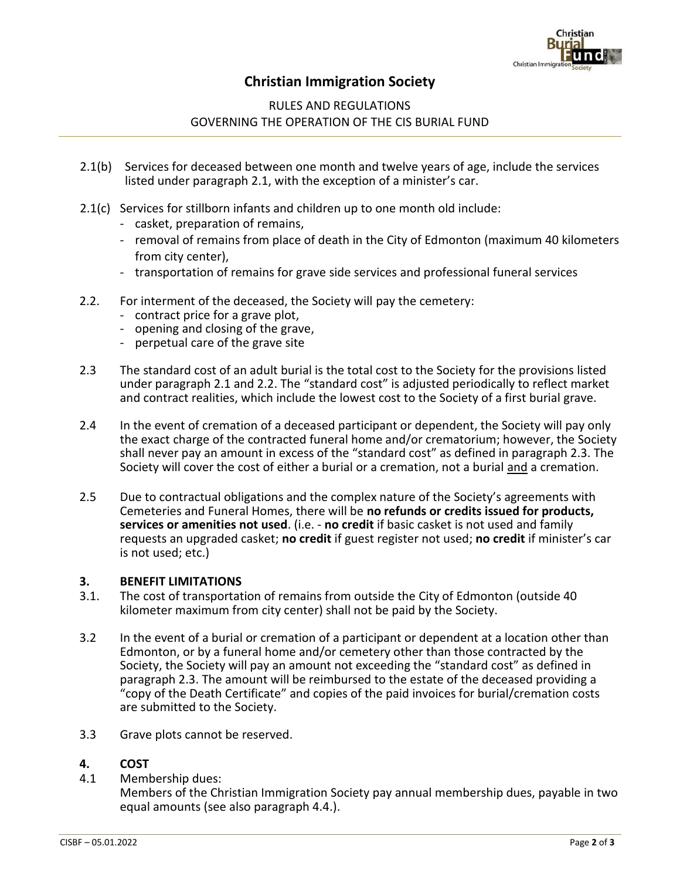2.1(b) Services for deceased between one month and twelve years of age, include the services listed under paragraph 2.1, with the exception of a minister's car.

2.1(c) Services for stillborn infants and children up to one month old include:
- casket, preparation of remains,
- removal of remains from place of death in the City of Edmonton (maximum 40 kilometers from city center),
- transportation of remains for grave side services and professional funeral services

2.2. For interment of the deceased, the Society will pay the cemetery:
- contract price for a grave plot,
- opening and closing of the grave,
- perpetual care of the grave site

2.3 The standard cost of an adult burial is the total cost to the Society for the provisions listed under paragraph 2.1 and 2.2. The "standard cost" is adjusted periodically to reflect market and contract realities, which include the lowest cost to the Society of a first burial grave.

2.4 In the event of cremation of a deceased participant or dependent, the Society will pay only the exact charge of the contracted funeral home and/or crematorium; however, the Society shall never pay an amount in excess of the "standard cost" as defined in paragraph 2.3. The Society will cover the cost of either a burial or a cremation, not a burial <u>and</u> a cremation.

2.5 Due to contractual obligations and the complex nature of the Society's agreements with Cemeteries and Funeral Homes, there will be **no refunds or credits issued for products, services or amenities not used**. (i.e. - **no credit** if basic casket is not used and family requests an upgraded casket; **no credit** if guest register not used; **no credit** if minister's car is not used; etc.)

## 3. BENEFIT LIMITATIONS

3.1. The cost of transportation of remains from outside the City of Edmonton (outside 40 kilometer maximum from city center) shall not be paid by the Society.

3.2 In the event of a burial or cremation of a participant or dependent at a location other than Edmonton, or by a funeral home and/or cemetery other than those contracted by the Society, the Society will pay an amount not exceeding the "standard cost" as defined in paragraph 2.3. The amount will be reimbursed to the estate of the deceased providing a "copy of the Death Certificate" and copies of the paid invoices for burial/cremation costs are submitted to the Society.

3.3 Grave plots cannot be reserved.

## 4. COST

4.1 Membership dues:
Members of the Christian Immigration Society pay annual membership dues, payable in two equal amounts (see also paragraph 4.4.).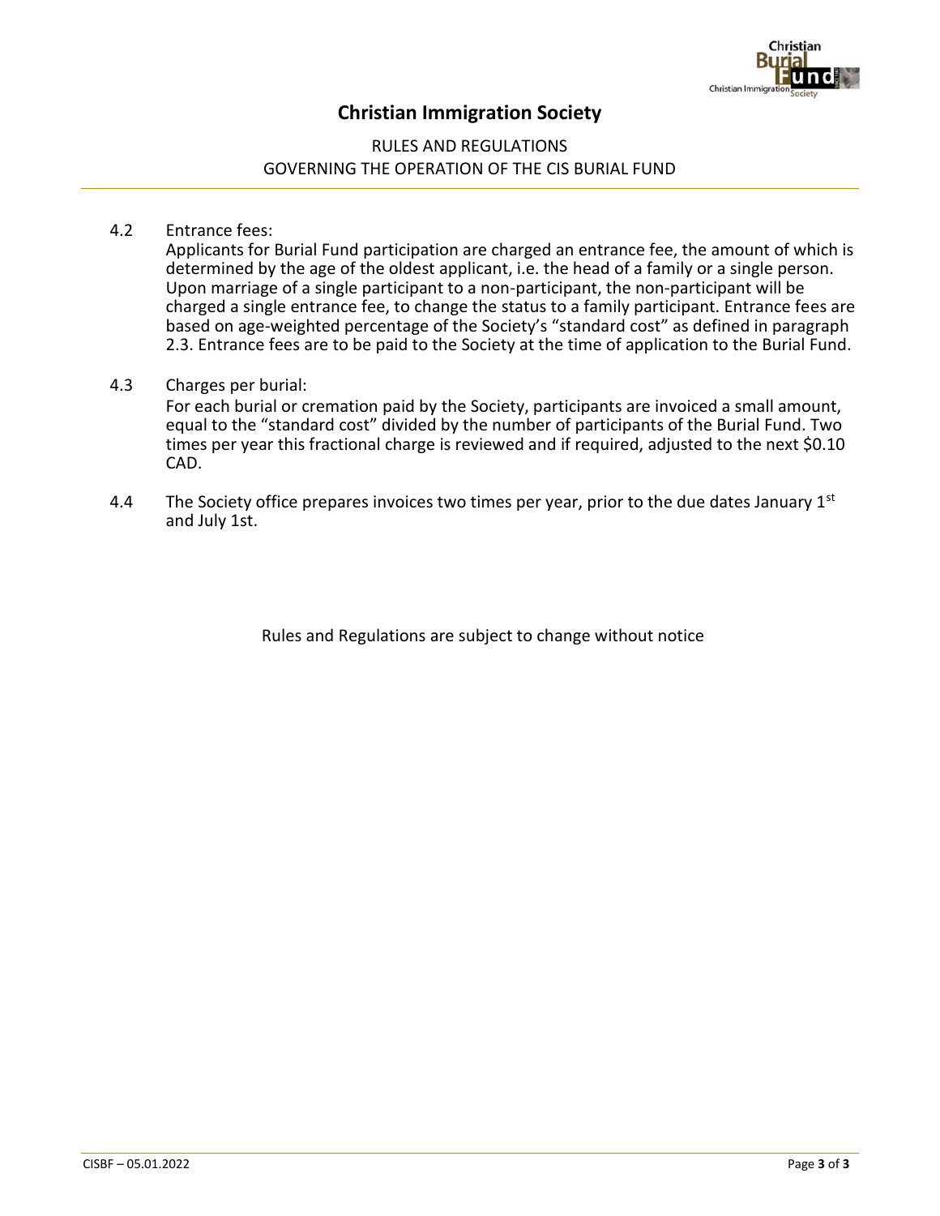# Christian Immigration Society

RULES AND REGULATIONS
GOVERNING THE OPERATION OF THE CIS BURIAL FUND

4.2 Entrance fees:
Applicants for Burial Fund participation are charged an entrance fee, the amount of which is determined by the age of the oldest applicant, i.e. the head of a family or a single person. Upon marriage of a single participant to a non-participant, the non-participant will be charged a single entrance fee, to change the status to a family participant. Entrance fees are based on age-weighted percentage of the Society's "standard cost" as defined in paragraph 2.3. Entrance fees are to be paid to the Society at the time of application to the Burial Fund.

4.3 Charges per burial:
For each burial or cremation paid by the Society, participants are invoiced a small amount, equal to the "standard cost" divided by the number of participants of the Burial Fund. Two times per year this fractional charge is reviewed and if required, adjusted to the next $0.10 CAD.

4.4 The Society office prepares invoices two times per year, prior to the due dates January 1st and July 1st.

Rules and Regulations are subject to change without notice